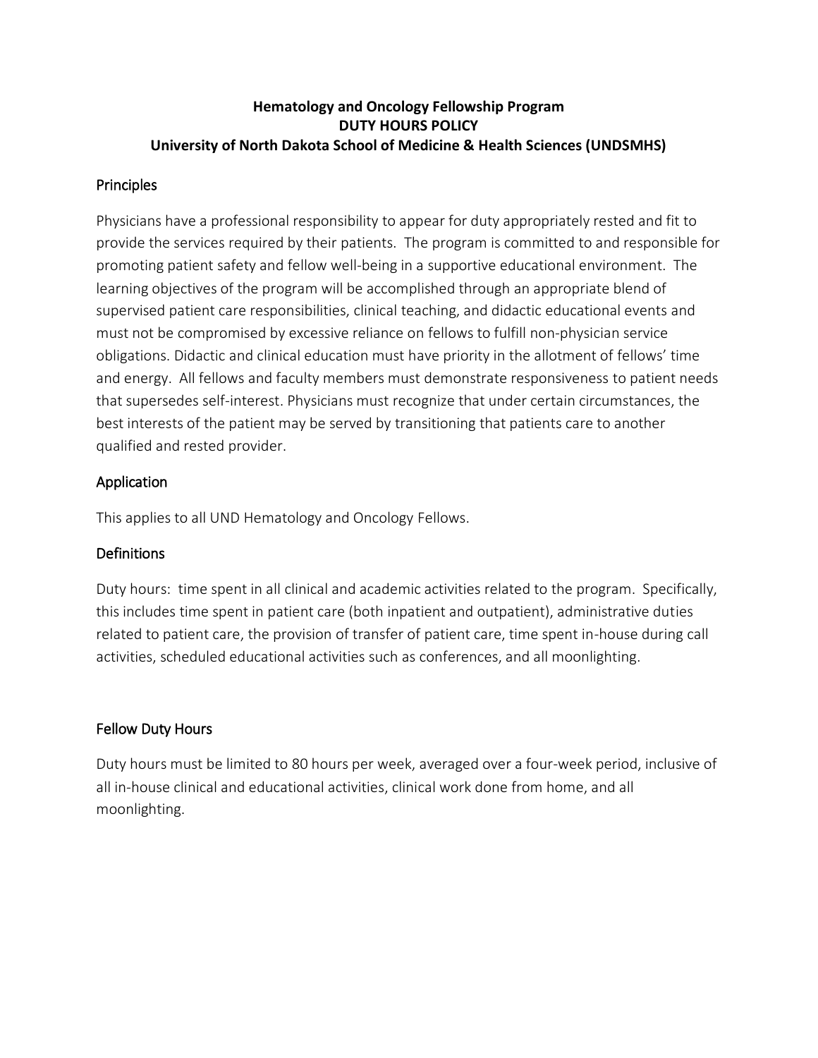**Hematology and Oncology Fellowship Program**
**DUTY HOURS POLICY**
**University of North Dakota School of Medicine & Health Sciences (UNDSMHS)**

## Principles

Physicians have a professional responsibility to appear for duty appropriately rested and fit to provide the services required by their patients. The program is committed to and responsible for promoting patient safety and fellow well-being in a supportive educational environment. The learning objectives of the program will be accomplished through an appropriate blend of supervised patient care responsibilities, clinical teaching, and didactic educational events and must not be compromised by excessive reliance on fellows to fulfill non-physician service obligations. Didactic and clinical education must have priority in the allotment of fellows' time and energy. All fellows and faculty members must demonstrate responsiveness to patient needs that supersedes self-interest. Physicians must recognize that under certain circumstances, the best interests of the patient may be served by transitioning that patients care to another qualified and rested provider.

## Application

This applies to all UND Hematology and Oncology Fellows.

## Definitions

Duty hours: time spent in all clinical and academic activities related to the program. Specifically, this includes time spent in patient care (both inpatient and outpatient), administrative duties related to patient care, the provision of transfer of patient care, time spent in-house during call activities, scheduled educational activities such as conferences, and all moonlighting.

## Fellow Duty Hours

Duty hours must be limited to 80 hours per week, averaged over a four-week period, inclusive of all in-house clinical and educational activities, clinical work done from home, and all moonlighting.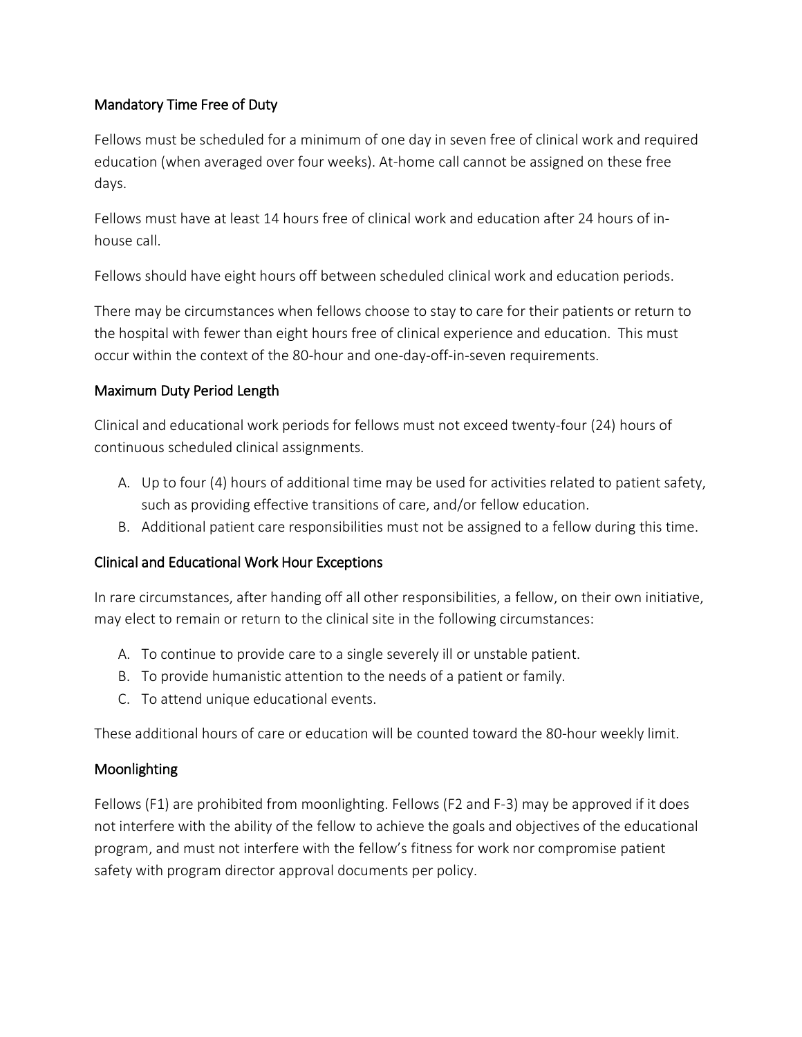## Mandatory Time Free of Duty

Fellows must be scheduled for a minimum of one day in seven free of clinical work and required education (when averaged over four weeks). At-home call cannot be assigned on these free days.

Fellows must have at least 14 hours free of clinical work and education after 24 hours of in-house call.

Fellows should have eight hours off between scheduled clinical work and education periods.

There may be circumstances when fellows choose to stay to care for their patients or return to the hospital with fewer than eight hours free of clinical experience and education. This must occur within the context of the 80-hour and one-day-off-in-seven requirements.

## Maximum Duty Period Length

Clinical and educational work periods for fellows must not exceed twenty-four (24) hours of continuous scheduled clinical assignments.

A. Up to four (4) hours of additional time may be used for activities related to patient safety, such as providing effective transitions of care, and/or fellow education.
B. Additional patient care responsibilities must not be assigned to a fellow during this time.

## Clinical and Educational Work Hour Exceptions

In rare circumstances, after handing off all other responsibilities, a fellow, on their own initiative, may elect to remain or return to the clinical site in the following circumstances:

A. To continue to provide care to a single severely ill or unstable patient.
B. To provide humanistic attention to the needs of a patient or family.
C. To attend unique educational events.

These additional hours of care or education will be counted toward the 80-hour weekly limit.

## Moonlighting

Fellows (F1) are prohibited from moonlighting. Fellows (F2 and F-3) may be approved if it does not interfere with the ability of the fellow to achieve the goals and objectives of the educational program, and must not interfere with the fellow's fitness for work nor compromise patient safety with program director approval documents per policy.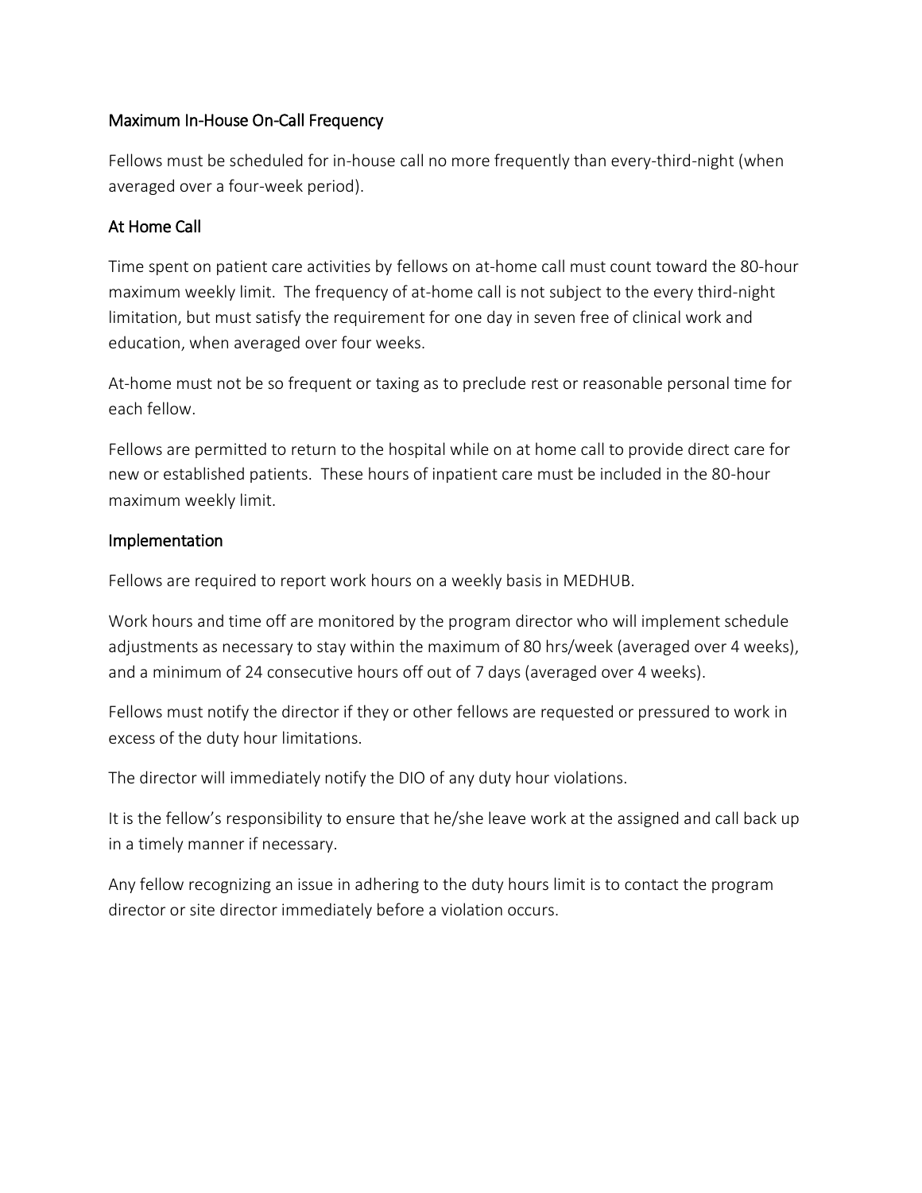## Maximum In-House On-Call Frequency

Fellows must be scheduled for in-house call no more frequently than every-third-night (when averaged over a four-week period).

## At Home Call

Time spent on patient care activities by fellows on at-home call must count toward the 80-hour maximum weekly limit. The frequency of at-home call is not subject to the every third-night limitation, but must satisfy the requirement for one day in seven free of clinical work and education, when averaged over four weeks.

At-home must not be so frequent or taxing as to preclude rest or reasonable personal time for each fellow.

Fellows are permitted to return to the hospital while on at home call to provide direct care for new or established patients. These hours of inpatient care must be included in the 80-hour maximum weekly limit.

## Implementation

Fellows are required to report work hours on a weekly basis in MEDHUB.

Work hours and time off are monitored by the program director who will implement schedule adjustments as necessary to stay within the maximum of 80 hrs/week (averaged over 4 weeks), and a minimum of 24 consecutive hours off out of 7 days (averaged over 4 weeks).

Fellows must notify the director if they or other fellows are requested or pressured to work in excess of the duty hour limitations.

The director will immediately notify the DIO of any duty hour violations.

It is the fellow's responsibility to ensure that he/she leave work at the assigned and call back up in a timely manner if necessary.

Any fellow recognizing an issue in adhering to the duty hours limit is to contact the program director or site director immediately before a violation occurs.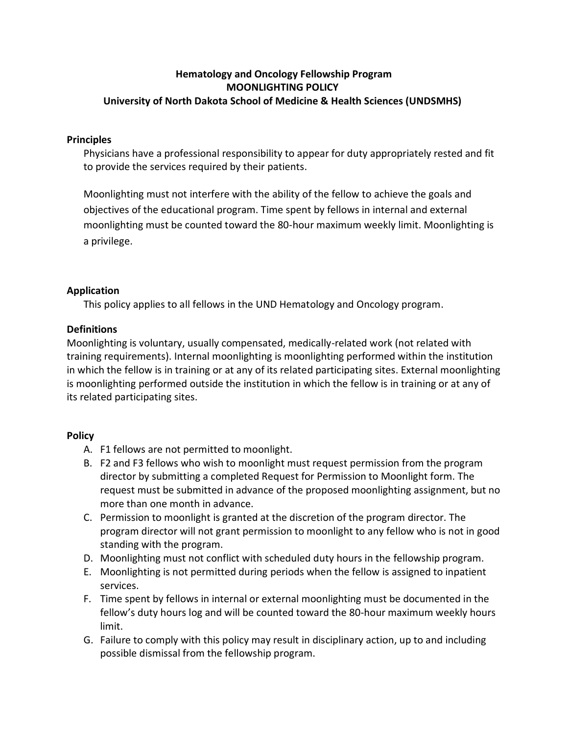# Hematology and Oncology Fellowship Program
# MOONLIGHTING POLICY
# University of North Dakota School of Medicine & Health Sciences (UNDSMHS)

## Principles

Physicians have a professional responsibility to appear for duty appropriately rested and fit to provide the services required by their patients.

Moonlighting must not interfere with the ability of the fellow to achieve the goals and objectives of the educational program. Time spent by fellows in internal and external moonlighting must be counted toward the 80-hour maximum weekly limit. Moonlighting is a privilege.

## Application

This policy applies to all fellows in the UND Hematology and Oncology program.

## Definitions

Moonlighting is voluntary, usually compensated, medically-related work (not related with training requirements). Internal moonlighting is moonlighting performed within the institution in which the fellow is in training or at any of its related participating sites. External moonlighting is moonlighting performed outside the institution in which the fellow is in training or at any of its related participating sites.

## Policy

A. F1 fellows are not permitted to moonlight.

B. F2 and F3 fellows who wish to moonlight must request permission from the program director by submitting a completed Request for Permission to Moonlight form. The request must be submitted in advance of the proposed moonlighting assignment, but no more than one month in advance.

C. Permission to moonlight is granted at the discretion of the program director. The program director will not grant permission to moonlight to any fellow who is not in good standing with the program.

D. Moonlighting must not conflict with scheduled duty hours in the fellowship program.

E. Moonlighting is not permitted during periods when the fellow is assigned to inpatient services.

F. Time spent by fellows in internal or external moonlighting must be documented in the fellow's duty hours log and will be counted toward the 80-hour maximum weekly hours limit.

G. Failure to comply with this policy may result in disciplinary action, up to and including possible dismissal from the fellowship program.